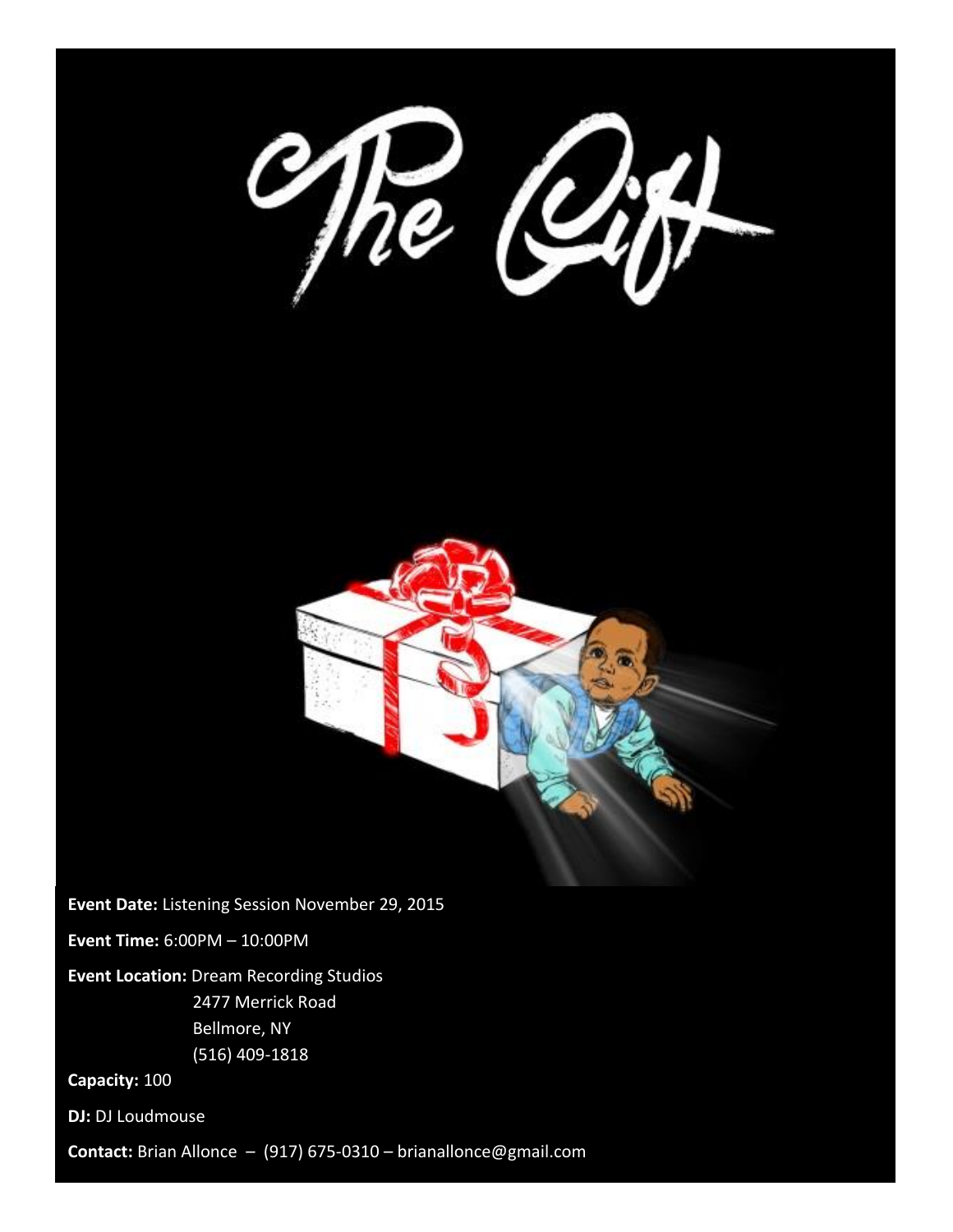# The Gift

**Event Date:** Listening Session November 29, 2015

**Event Time:** 6:00PM – 10:00PM

**Event Location:** Dream Recording Studios
2477 Merrick Road
Bellmore, NY
(516) 409-1818

**Capacity:** 100

**DJ:** DJ Loudmouse

**Contact:** Brian Allonce – (917) 675-0310 – brianallonce@gmail.com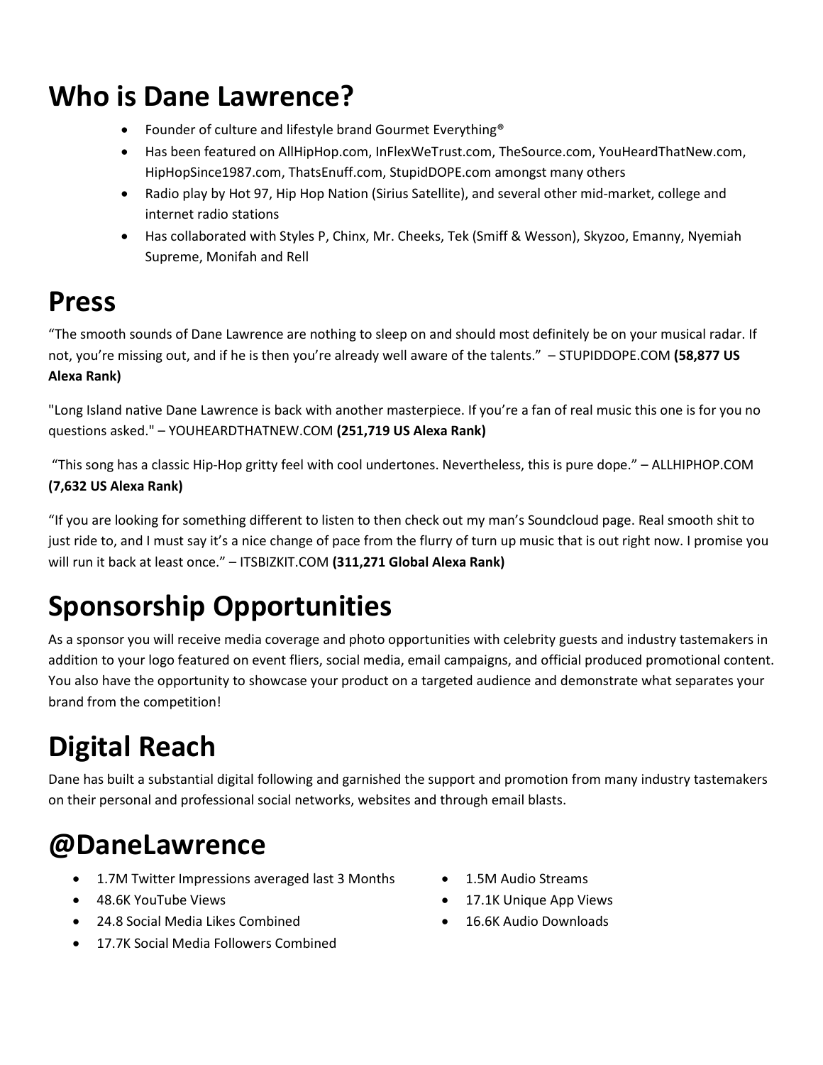# Who is Dane Lawrence?

- Founder of culture and lifestyle brand Gourmet Everything®
- Has been featured on AllHipHop.com, InFlexWeTrust.com, TheSource.com, YouHeardThatNew.com, HipHopSince1987.com, ThatsEnuff.com, StupidDOPE.com amongst many others
- Radio play by Hot 97, Hip Hop Nation (Sirius Satellite), and several other mid-market, college and internet radio stations
- Has collaborated with Styles P, Chinx, Mr. Cheeks, Tek (Smiff & Wesson), Skyzoo, Emanny, Nyemiah Supreme, Monifah and Rell

# Press

"The smooth sounds of Dane Lawrence are nothing to sleep on and should most definitely be on your musical radar. If not, you're missing out, and if he is then you're already well aware of the talents." – STUPIDDOPE.COM **(58,877 US Alexa Rank)**

"Long Island native Dane Lawrence is back with another masterpiece. If you're a fan of real music this one is for you no questions asked." – YOUHEARDTHATNEW.COM **(251,719 US Alexa Rank)**

"This song has a classic Hip-Hop gritty feel with cool undertones. Nevertheless, this is pure dope." – ALLHIPHOP.COM **(7,632 US Alexa Rank)**

"If you are looking for something different to listen to then check out my man's Soundcloud page. Real smooth shit to just ride to, and I must say it's a nice change of pace from the flurry of turn up music that is out right now. I promise you will run it back at least once." – ITSBIZKIT.COM **(311,271 Global Alexa Rank)**

# Sponsorship Opportunities

As a sponsor you will receive media coverage and photo opportunities with celebrity guests and industry tastemakers in addition to your logo featured on event fliers, social media, email campaigns, and official produced promotional content. You also have the opportunity to showcase your product on a targeted audience and demonstrate what separates your brand from the competition!

# Digital Reach

Dane has built a substantial digital following and garnished the support and promotion from many industry tastemakers on their personal and professional social networks, websites and through email blasts.

# @DaneLawrence

- 1.7M Twitter Impressions averaged last 3 Months
- 48.6K YouTube Views
- 24.8 Social Media Likes Combined
- 17.7K Social Media Followers Combined
- 1.5M Audio Streams
- 17.1K Unique App Views
- 16.6K Audio Downloads